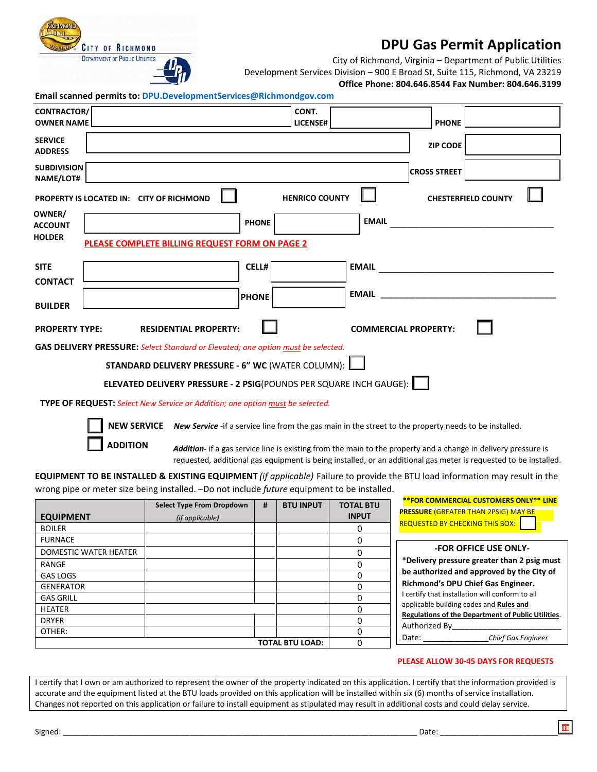# DPU Gas Permit Application

City of Richmond, Virginia – Department of Public Utilities
Development Services Division – 900 E Broad St, Suite 115, Richmond, VA 23219
**Office Phone: 804.646.8544 Fax Number: 804.646.3199**

**Email scanned permits to:** DPU.DevelopmentServices@Richmondgov.com

**CONTRACTOR/ OWNER NAME** ________ **CONT. LICENSE#** ________ **PHONE** ________

**SERVICE ADDRESS** ________ **ZIP CODE** ________

**SUBDIVISION NAME/LOT#** ________ **CROSS STREET** ________

**PROPERTY IS LOCATED IN: CITY OF RICHMOND** ☐ **HENRICO COUNTY** ☐ **CHESTERFIELD COUNTY** ☐

**OWNER/ ACCOUNT HOLDER** ________ **PHONE** ________ **EMAIL** ________

**PLEASE COMPLETE BILLING REQUEST FORM ON PAGE 2**

**SITE CONTACT** ________ **CELL#** ________ **EMAIL** ________

**BUILDER** ________ **PHONE** ________ **EMAIL** ________

**PROPERTY TYPE: RESIDENTIAL PROPERTY:** ☐ **COMMERCIAL PROPERTY:** ☐

**GAS DELIVERY PRESSURE:** *Select Standard or Elevated; one option must be selected.*

**STANDARD DELIVERY PRESSURE - 6" WC** (WATER COLUMN): ☐

**ELEVATED DELIVERY PRESSURE - 2 PSIG**(POUNDS PER SQUARE INCH GAUGE): ☐

**TYPE OF REQUEST:** *Select New Service or Addition; one option must be selected.*

☐ **NEW SERVICE** — ***New Service*** -if a service line from the gas main in the street to the property needs to be installed.

☐ **ADDITION** — ***Addition-*** if a gas service line is existing from the main to the property and a change in delivery pressure is requested, additional gas equipment is being installed, or an additional gas meter is requested to be installed.

**EQUIPMENT TO BE INSTALLED & EXISTING EQUIPMENT** *(if applicable)* Failure to provide the BTU load information may result in the wrong pipe or meter size being installed. –Do not include *future* equipment to be installed.

| EQUIPMENT | Select Type From Dropdown *(if applicable)* | # | BTU INPUT | TOTAL BTU INPUT |
|---|---|---|---|---|
| BOILER | | | | 0 |
| FURNACE | | | | 0 |
| DOMESTIC WATER HEATER | | | | 0 |
| RANGE | | | | 0 |
| GAS LOGS | | | | 0 |
| GENERATOR | | | | 0 |
| GAS GRILL | | | | 0 |
| HEATER | | | | 0 |
| DRYER | | | | 0 |
| OTHER: | | | | 0 |
| | | | **TOTAL BTU LOAD:** | 0 |

****FOR COMMERCIAL CUSTOMERS ONLY** LINE PRESSURE** (GREATER THAN 2PSIG) MAY BE REQUESTED BY CHECKING THIS BOX: ☐

**-FOR OFFICE USE ONLY-**

***Delivery pressure greater than 2 psig must be authorized and approved by the City of Richmond's DPU Chief Gas Engineer.**

I certify that installation will conform to all applicable building codes and **Rules and Regulations of the Department of Public Utilities**.

Authorized By________________________

Date: _______________*Chief Gas Engineer*

**PLEASE ALLOW 30-45 DAYS FOR REQUESTS**

I certify that I own or am authorized to represent the owner of the property indicated on this application. I certify that the information provided is accurate and the equipment listed at the BTU loads provided on this application will be installed within six (6) months of service installation. Changes not reported on this application or failure to install equipment as stipulated may result in additional costs and could delay service.

Signed: ______________________________________________ Date: ____________________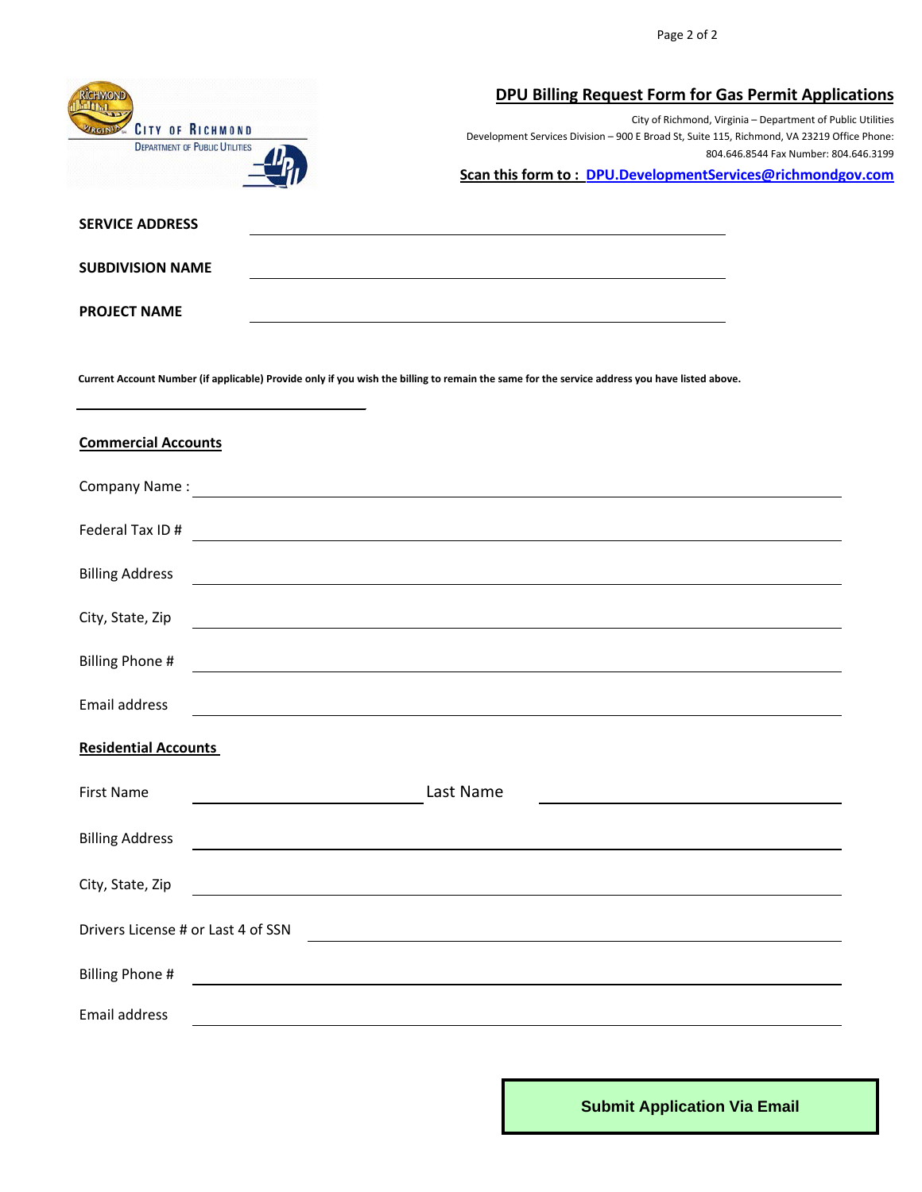## DPU Billing Request Form for Gas Permit Applications

City of Richmond, Virginia – Department of Public Utilities
Development Services Division – 900 E Broad St, Suite 115, Richmond, VA 23219 Office Phone: 804.646.8544 Fax Number: 804.646.3199

**Scan this form to : DPU.DevelopmentServices@richmondgov.com**

**SERVICE ADDRESS** \_\_\_\_\_\_\_\_\_\_\_\_\_\_\_\_\_\_\_\_\_\_\_\_\_\_\_\_\_\_\_\_\_\_\_\_\_\_

**SUBDIVISION NAME** \_\_\_\_\_\_\_\_\_\_\_\_\_\_\_\_\_\_\_\_\_\_\_\_\_\_\_\_\_\_\_\_\_\_\_\_\_\_

**PROJECT NAME** \_\_\_\_\_\_\_\_\_\_\_\_\_\_\_\_\_\_\_\_\_\_\_\_\_\_\_\_\_\_\_\_\_\_\_\_\_\_

**Current Account Number (if applicable) Provide only if you wish the billing to remain the same for the service address you have listed above.**

\_\_\_\_\_\_\_\_\_\_\_\_\_\_\_\_\_\_\_\_\_\_\_\_\_\_

**Commercial Accounts**

Company Name : \_\_\_\_\_\_\_\_\_\_\_\_\_\_\_\_\_\_\_\_\_\_\_\_\_\_\_\_\_\_\_\_\_\_\_\_\_\_

Federal Tax ID # \_\_\_\_\_\_\_\_\_\_\_\_\_\_\_\_\_\_\_\_\_\_\_\_\_\_\_\_\_\_\_\_\_\_\_\_\_\_

Billing Address \_\_\_\_\_\_\_\_\_\_\_\_\_\_\_\_\_\_\_\_\_\_\_\_\_\_\_\_\_\_\_\_\_\_\_\_\_\_

City, State, Zip \_\_\_\_\_\_\_\_\_\_\_\_\_\_\_\_\_\_\_\_\_\_\_\_\_\_\_\_\_\_\_\_\_\_\_\_\_\_

Billing Phone # \_\_\_\_\_\_\_\_\_\_\_\_\_\_\_\_\_\_\_\_\_\_\_\_\_\_\_\_\_\_\_\_\_\_\_\_\_\_

Email address \_\_\_\_\_\_\_\_\_\_\_\_\_\_\_\_\_\_\_\_\_\_\_\_\_\_\_\_\_\_\_\_\_\_\_\_\_\_

**Residential Accounts**

First Name \_\_\_\_\_\_\_\_\_\_\_\_\_\_\_\_\_\_ Last Name \_\_\_\_\_\_\_\_\_\_\_\_\_\_\_\_\_\_

Billing Address \_\_\_\_\_\_\_\_\_\_\_\_\_\_\_\_\_\_\_\_\_\_\_\_\_\_\_\_\_\_\_\_\_\_\_\_\_\_

City, State, Zip \_\_\_\_\_\_\_\_\_\_\_\_\_\_\_\_\_\_\_\_\_\_\_\_\_\_\_\_\_\_\_\_\_\_\_\_\_\_

Drivers License # or Last 4 of SSN \_\_\_\_\_\_\_\_\_\_\_\_\_\_\_\_\_\_\_\_\_\_\_\_\_\_\_\_

Billing Phone # \_\_\_\_\_\_\_\_\_\_\_\_\_\_\_\_\_\_\_\_\_\_\_\_\_\_\_\_\_\_\_\_\_\_\_\_\_\_

Email address \_\_\_\_\_\_\_\_\_\_\_\_\_\_\_\_\_\_\_\_\_\_\_\_\_\_\_\_\_\_\_\_\_\_\_\_\_\_

**Submit Application Via Email**